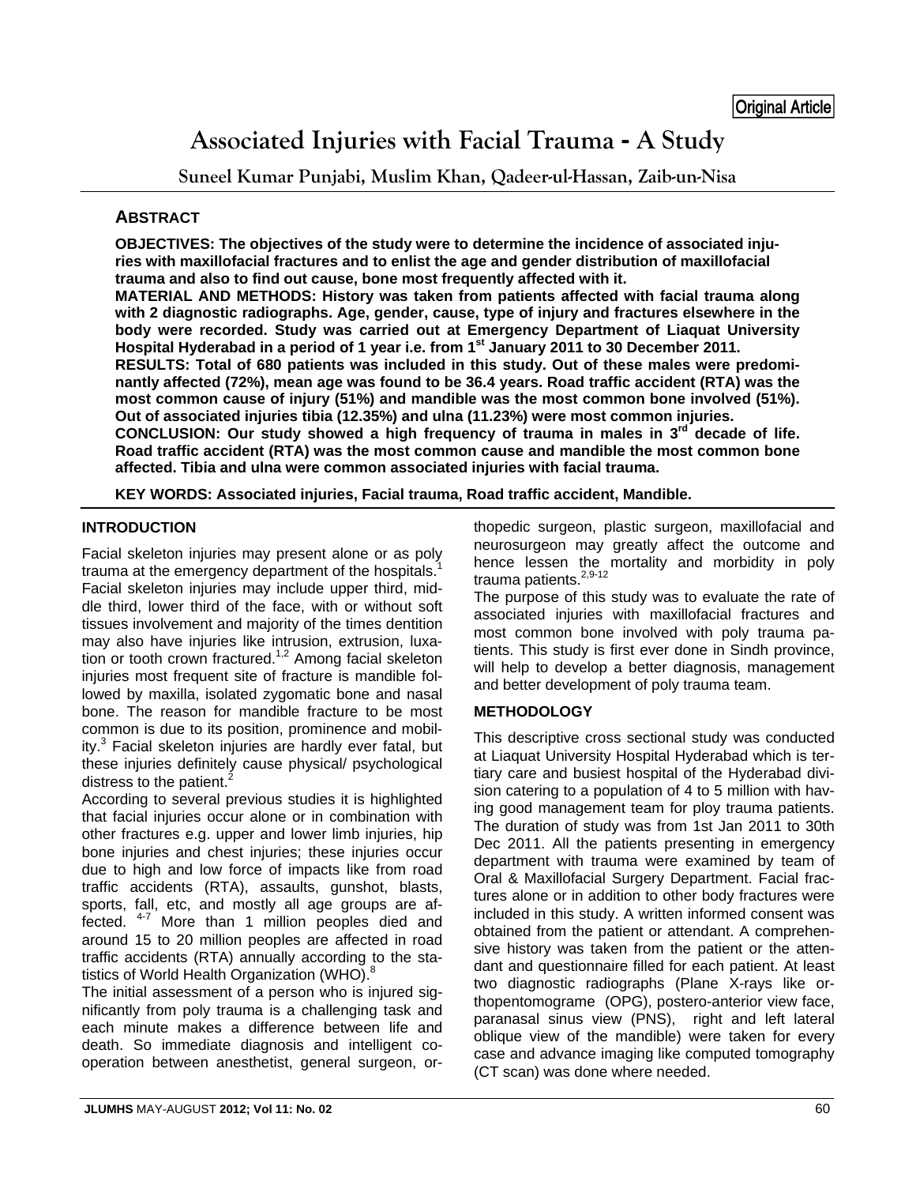Original Article

# Associated Injuries with Facial Trauma - A Study

**Suneel Kumar Punjabi, Muslim Khan, Qadeer-ul-Hassan, Zaib-un-Nisa**

## ABSTRACT

**OBJECTIVES: The objectives of the study were to determine the incidence of associated injuries with maxillofacial fractures and to enlist the age and gender distribution of maxillofacial trauma and also to find out cause, bone most frequently affected with it.**

**MATERIAL AND METHODS: History was taken from patients affected with facial trauma along with 2 diagnostic radiographs. Age, gender, cause, type of injury and fractures elsewhere in the body were recorded. Study was carried out at Emergency Department of Liaquat University Hospital Hyderabad in a period of 1 year i.e. from 1st January 2011 to 30 December 2011.**

**RESULTS: Total of 680 patients was included in this study. Out of these males were predominantly affected (72%), mean age was found to be 36.4 years. Road traffic accident (RTA) was the most common cause of injury (51%) and mandible was the most common bone involved (51%). Out of associated injuries tibia (12.35%) and ulna (11.23%) were most common injuries.**

**CONCLUSION: Our study showed a high frequency of trauma in males in 3rd decade of life. Road traffic accident (RTA) was the most common cause and mandible the most common bone affected. Tibia and ulna were common associated injuries with facial trauma.**

**KEY WORDS: Associated injuries, Facial trauma, Road traffic accident, Mandible.**

## INTRODUCTION

Facial skeleton injuries may present alone or as poly trauma at the emergency department of the hospitals.[1] Facial skeleton injuries may include upper third, middle third, lower third of the face, with or without soft tissues involvement and majority of the times dentition may also have injuries like intrusion, extrusion, luxation or tooth crown fractured.[1,2] Among facial skeleton injuries most frequent site of fracture is mandible followed by maxilla, isolated zygomatic bone and nasal bone. The reason for mandible fracture to be most common is due to its position, prominence and mobility.[3] Facial skeleton injuries are hardly ever fatal, but these injuries definitely cause physical/ psychological distress to the patient.[2]

According to several previous studies it is highlighted that facial injuries occur alone or in combination with other fractures e.g. upper and lower limb injuries, hip bone injuries and chest injuries; these injuries occur due to high and low force of impacts like from road traffic accidents (RTA), assaults, gunshot, blasts, sports, fall, etc, and mostly all age groups are affected. [4-7] More than 1 million peoples died and around 15 to 20 million peoples are affected in road traffic accidents (RTA) annually according to the statistics of World Health Organization (WHO).[8]

The initial assessment of a person who is injured significantly from poly trauma is a challenging task and each minute makes a difference between life and death. So immediate diagnosis and intelligent cooperation between anesthetist, general surgeon, orthopedic surgeon, plastic surgeon, maxillofacial and neurosurgeon may greatly affect the outcome and hence lessen the mortality and morbidity in poly trauma patients.[2,9-12]

The purpose of this study was to evaluate the rate of associated injuries with maxillofacial fractures and most common bone involved with poly trauma patients. This study is first ever done in Sindh province, will help to develop a better diagnosis, management and better development of poly trauma team.

## METHODOLOGY

This descriptive cross sectional study was conducted at Liaquat University Hospital Hyderabad which is tertiary care and busiest hospital of the Hyderabad division catering to a population of 4 to 5 million with having good management team for ploy trauma patients. The duration of study was from 1st Jan 2011 to 30th Dec 2011. All the patients presenting in emergency department with trauma were examined by team of Oral & Maxillofacial Surgery Department. Facial fractures alone or in addition to other body fractures were included in this study. A written informed consent was obtained from the patient or attendant. A comprehensive history was taken from the patient or the attendant and questionnaire filled for each patient. At least two diagnostic radiographs (Plane X-rays like orthopentomograme (OPG), postero-anterior view face, paranasal sinus view (PNS), right and left lateral oblique view of the mandible) were taken for every case and advance imaging like computed tomography (CT scan) was done where needed.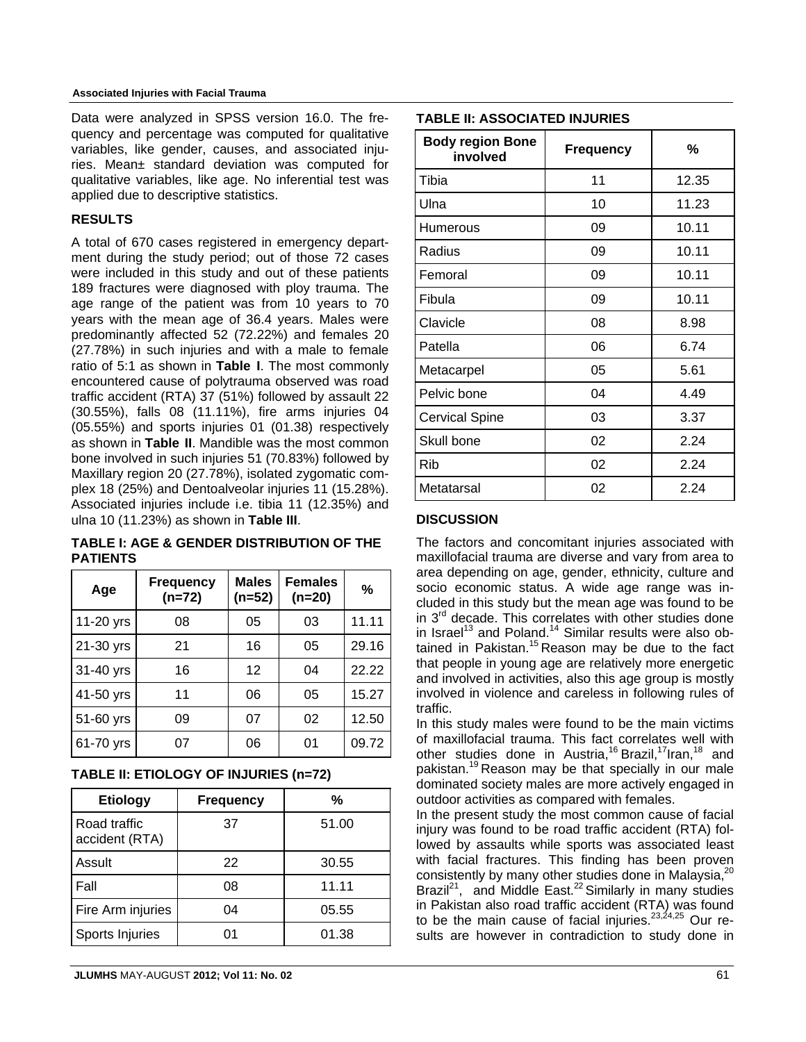Data were analyzed in SPSS version 16.0. The frequency and percentage was computed for qualitative variables, like gender, causes, and associated injuries. Mean± standard deviation was computed for qualitative variables, like age. No inferential test was applied due to descriptive statistics.

## RESULTS

A total of 670 cases registered in emergency department during the study period; out of those 72 cases were included in this study and out of these patients 189 fractures were diagnosed with ploy trauma. The age range of the patient was from 10 years to 70 years with the mean age of 36.4 years. Males were predominantly affected 52 (72.22%) and females 20 (27.78%) in such injuries and with a male to female ratio of 5:1 as shown in **Table I**. The most commonly encountered cause of polytrauma observed was road traffic accident (RTA) 37 (51%) followed by assault 22 (30.55%), falls 08 (11.11%), fire arms injuries 04 (05.55%) and sports injuries 01 (01.38) respectively as shown in **Table II**. Mandible was the most common bone involved in such injuries 51 (70.83%) followed by Maxillary region 20 (27.78%), isolated zygomatic complex 18 (25%) and Dentoalveolar injuries 11 (15.28%). Associated injuries include i.e. tibia 11 (12.35%) and ulna 10 (11.23%) as shown in **Table III**.

**TABLE I: AGE & GENDER DISTRIBUTION OF THE PATIENTS**

| Age | Frequency (n=72) | Males (n=52) | Females (n=20) | % |
|---|---|---|---|---|
| 11-20 yrs | 08 | 05 | 03 | 11.11 |
| 21-30 yrs | 21 | 16 | 05 | 29.16 |
| 31-40 yrs | 16 | 12 | 04 | 22.22 |
| 41-50 yrs | 11 | 06 | 05 | 15.27 |
| 51-60 yrs | 09 | 07 | 02 | 12.50 |
| 61-70 yrs | 07 | 06 | 01 | 09.72 |

**TABLE II: ETIOLOGY OF INJURIES (n=72)**

| Etiology | Frequency | % |
|---|---|---|
| Road traffic accident (RTA) | 37 | 51.00 |
| Assult | 22 | 30.55 |
| Fall | 08 | 11.11 |
| Fire Arm injuries | 04 | 05.55 |
| Sports Injuries | 01 | 01.38 |

**TABLE II: ASSOCIATED INJURIES**

| Body region Bone involved | Frequency | % |
|---|---|---|
| Tibia | 11 | 12.35 |
| Ulna | 10 | 11.23 |
| Humerous | 09 | 10.11 |
| Radius | 09 | 10.11 |
| Femoral | 09 | 10.11 |
| Fibula | 09 | 10.11 |
| Clavicle | 08 | 8.98 |
| Patella | 06 | 6.74 |
| Metacarpel | 05 | 5.61 |
| Pelvic bone | 04 | 4.49 |
| Cervical Spine | 03 | 3.37 |
| Skull bone | 02 | 2.24 |
| Rib | 02 | 2.24 |
| Metatarsal | 02 | 2.24 |

## DISCUSSION

The factors and concomitant injuries associated with maxillofacial trauma are diverse and vary from area to area depending on age, gender, ethnicity, culture and socio economic status. A wide age range was included in this study but the mean age was found to be in 3rd decade. This correlates with other studies done in Israel[13] and Poland.[14] Similar results were also obtained in Pakistan.[15] Reason may be due to the fact that people in young age are relatively more energetic and involved in activities, also this age group is mostly involved in violence and careless in following rules of traffic.

In this study males were found to be the main victims of maxillofacial trauma. This fact correlates well with other studies done in Austria,[16] Brazil,[17] Iran,[18] and pakistan.[19] Reason may be that specially in our male dominated society males are more actively engaged in outdoor activities as compared with females.

In the present study the most common cause of facial injury was found to be road traffic accident (RTA) followed by assaults while sports was associated least with facial fractures. This finding has been proven consistently by many other studies done in Malaysia,[20] Brazil[21], and Middle East.[22] Similarly in many studies in Pakistan also road traffic accident (RTA) was found to be the main cause of facial injuries.[23,24,25] Our results are however in contradiction to study done in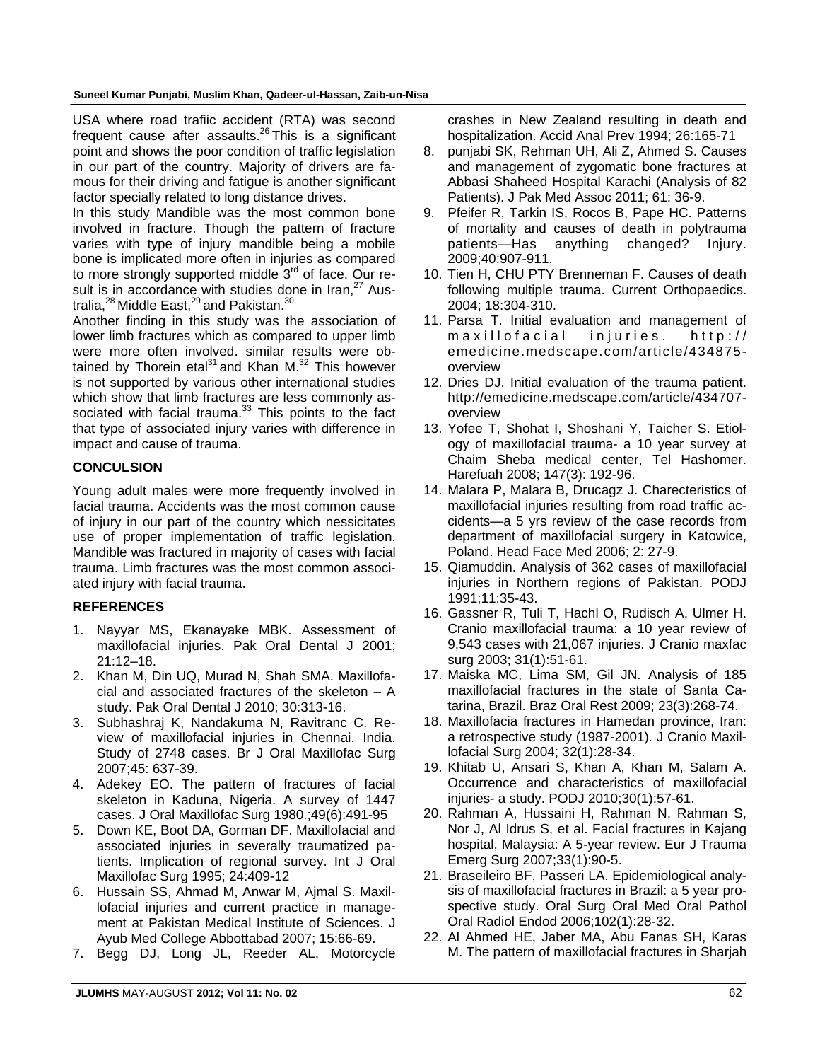USA where road trafiic accident (RTA) was second frequent cause after assaults.[26] This is a significant point and shows the poor condition of traffic legislation in our part of the country. Majority of drivers are famous for their driving and fatigue is another significant factor specially related to long distance drives.

In this study Mandible was the most common bone involved in fracture. Though the pattern of fracture varies with type of injury mandible being a mobile bone is implicated more often in injuries as compared to more strongly supported middle 3[rd] of face. Our result is in accordance with studies done in Iran,[27] Australia,[28] Middle East,[29] and Pakistan.[30]

Another finding in this study was the association of lower limb fractures which as compared to upper limb were more often involved. similar results were obtained by Thorein etal[31] and Khan M.[32] This however is not supported by various other international studies which show that limb fractures are less commonly associated with facial trauma.[33] This points to the fact that type of associated injury varies with difference in impact and cause of trauma.

## CONCULSION

Young adult males were more frequently involved in facial trauma. Accidents was the most common cause of injury in our part of the country which nessicitates use of proper implementation of traffic legislation. Mandible was fractured in majority of cases with facial trauma. Limb fractures was the most common associated injury with facial trauma.

## REFERENCES

1. Nayyar MS, Ekanayake MBK. Assessment of maxillofacial injuries. Pak Oral Dental J 2001; 21:12–18.
2. Khan M, Din UQ, Murad N, Shah SMA. Maxillofacial and associated fractures of the skeleton – A study. Pak Oral Dental J 2010; 30:313-16.
3. Subhashraj K, Nandakuma N, Ravitranc C. Review of maxillofacial injuries in Chennai. India. Study of 2748 cases. Br J Oral Maxillofac Surg 2007;45: 637-39.
4. Adekey EO. The pattern of fractures of facial skeleton in Kaduna, Nigeria. A survey of 1447 cases. J Oral Maxillofac Surg 1980.;49(6):491-95
5. Down KE, Boot DA, Gorman DF. Maxillofacial and associated injuries in severally traumatized patients. Implication of regional survey. Int J Oral Maxillofac Surg 1995; 24:409-12
6. Hussain SS, Ahmad M, Anwar M, Ajmal S. Maxillofacial injuries and current practice in management at Pakistan Medical Institute of Sciences. J Ayub Med College Abbottabad 2007; 15:66-69.
7. Begg DJ, Long JL, Reeder AL. Motorcycle crashes in New Zealand resulting in death and hospitalization. Accid Anal Prev 1994; 26:165-71
8. punjabi SK, Rehman UH, Ali Z, Ahmed S. Causes and management of zygomatic bone fractures at Abbasi Shaheed Hospital Karachi (Analysis of 82 Patients). J Pak Med Assoc 2011; 61: 36-9.
9. Pfeifer R, Tarkin IS, Rocos B, Pape HC. Patterns of mortality and causes of death in polytrauma patients—Has anything changed? Injury. 2009;40:907-911.
10. Tien H, CHU PTY Brenneman F. Causes of death following multiple trauma. Current Orthopaedics. 2004; 18:304-310.
11. Parsa T. Initial evaluation and management of maxillofacial injuries. http://emedicine.medscape.com/article/434875-overview
12. Dries DJ. Initial evaluation of the trauma patient. http://emedicine.medscape.com/article/434707-overview
13. Yofee T, Shohat I, Shoshani Y, Taicher S. Etiology of maxillofacial trauma- a 10 year survey at Chaim Sheba medical center, Tel Hashomer. Harefuah 2008; 147(3): 192-96.
14. Malara P, Malara B, Drucagz J. Charecteristics of maxillofacial injuries resulting from road traffic accidents—a 5 yrs review of the case records from department of maxillofacial surgery in Katowice, Poland. Head Face Med 2006; 2: 27-9.
15. Qiamuddin. Analysis of 362 cases of maxillofacial injuries in Northern regions of Pakistan. PODJ 1991;11:35-43.
16. Gassner R, Tuli T, Hachl O, Rudisch A, Ulmer H. Cranio maxillofacial trauma: a 10 year review of 9,543 cases with 21,067 injuries. J Cranio maxfac surg 2003; 31(1):51-61.
17. Maiska MC, Lima SM, Gil JN. Analysis of 185 maxillofacial fractures in the state of Santa Catarina, Brazil. Braz Oral Rest 2009; 23(3):268-74.
18. Maxillofacia fractures in Hamedan province, Iran: a retrospective study (1987-2001). J Cranio Maxillofacial Surg 2004; 32(1):28-34.
19. Khitab U, Ansari S, Khan A, Khan M, Salam A. Occurrence and characteristics of maxillofacial injuries- a study. PODJ 2010;30(1):57-61.
20. Rahman A, Hussaini H, Rahman N, Rahman S, Nor J, Al Idrus S, et al. Facial fractures in Kajang hospital, Malaysia: A 5-year review. Eur J Trauma Emerg Surg 2007;33(1):90-5.
21. Braseileiro BF, Passeri LA. Epidemiological analysis of maxillofacial fractures in Brazil: a 5 year prospective study. Oral Surg Oral Med Oral Pathol Oral Radiol Endod 2006;102(1):28-32.
22. Al Ahmed HE, Jaber MA, Abu Fanas SH, Karas M. The pattern of maxillofacial fractures in Sharjah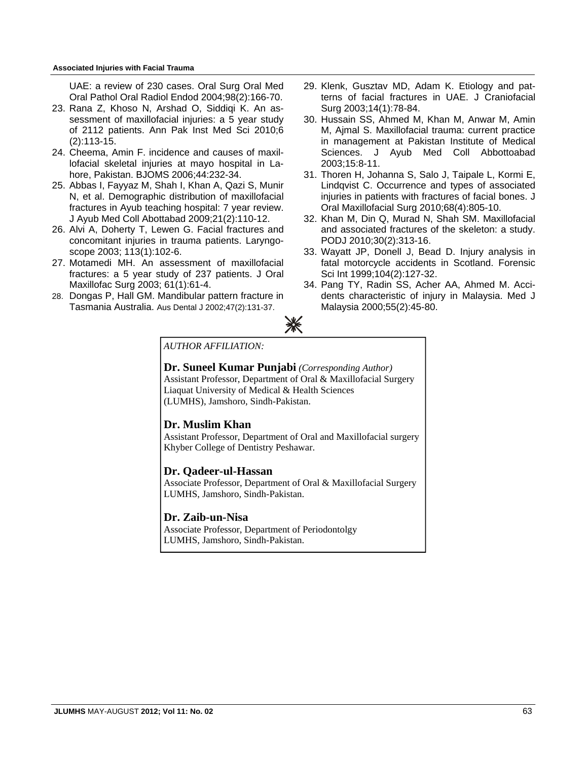UAE: a review of 230 cases. Oral Surg Oral Med Oral Pathol Oral Radiol Endod 2004;98(2):166-70.

23. Rana Z, Khoso N, Arshad O, Siddiqi K. An assessment of maxillofacial injuries: a 5 year study of 2112 patients. Ann Pak Inst Med Sci 2010;6 (2):113-15.
24. Cheema, Amin F. incidence and causes of maxillofacial skeletal injuries at mayo hospital in Lahore, Pakistan. BJOMS 2006;44:232-34.
25. Abbas I, Fayyaz M, Shah I, Khan A, Qazi S, Munir N, et al. Demographic distribution of maxillofacial fractures in Ayub teaching hospital: 7 year review. J Ayub Med Coll Abottabad 2009;21(2):110-12.
26. Alvi A, Doherty T, Lewen G. Facial fractures and concomitant injuries in trauma patients. Laryngoscope 2003; 113(1):102-6.
27. Motamedi MH. An assessment of maxillofacial fractures: a 5 year study of 237 patients. J Oral Maxillofac Surg 2003; 61(1):61-4.
28. Dongas P, Hall GM. Mandibular pattern fracture in Tasmania Australia. Aus Dental J 2002;47(2):131-37.
29. Klenk, Gusztav MD, Adam K. Etiology and patterns of facial fractures in UAE. J Craniofacial Surg 2003;14(1):78-84.
30. Hussain SS, Ahmed M, Khan M, Anwar M, Amin M, Ajmal S. Maxillofacial trauma: current practice in management at Pakistan Institute of Medical Sciences. J Ayub Med Coll Abbottoabad 2003;15:8-11.
31. Thoren H, Johanna S, Salo J, Taipale L, Kormi E, Lindqvist C. Occurrence and types of associated injuries in patients with fractures of facial bones. J Oral Maxillofacial Surg 2010;68(4):805-10.
32. Khan M, Din Q, Murad N, Shah SM. Maxillofacial and associated fractures of the skeleton: a study. PODJ 2010;30(2):313-16.
33. Wayatt JP, Donell J, Bead D. Injury analysis in fatal motorcycle accidents in Scotland. Forensic Sci Int 1999;104(2):127-32.
34. Pang TY, Radin SS, Acher AA, Ahmed M. Accidents characteristic of injury in Malaysia. Med J Malaysia 2000;55(2):45-80.

*AUTHOR AFFILIATION:*

**Dr. Suneel Kumar Punjabi** *(Corresponding Author)*
Assistant Professor, Department of Oral & Maxillofacial Surgery
Liaquat University of Medical & Health Sciences
(LUMHS), Jamshoro, Sindh-Pakistan.

**Dr. Muslim Khan**
Assistant Professor, Department of Oral and Maxillofacial surgery
Khyber College of Dentistry Peshawar.

**Dr. Qadeer-ul-Hassan**
Associate Professor, Department of Oral & Maxillofacial Surgery
LUMHS, Jamshoro, Sindh-Pakistan.

**Dr. Zaib-un-Nisa**
Associate Professor, Department of Periodontolgy
LUMHS, Jamshoro, Sindh-Pakistan.